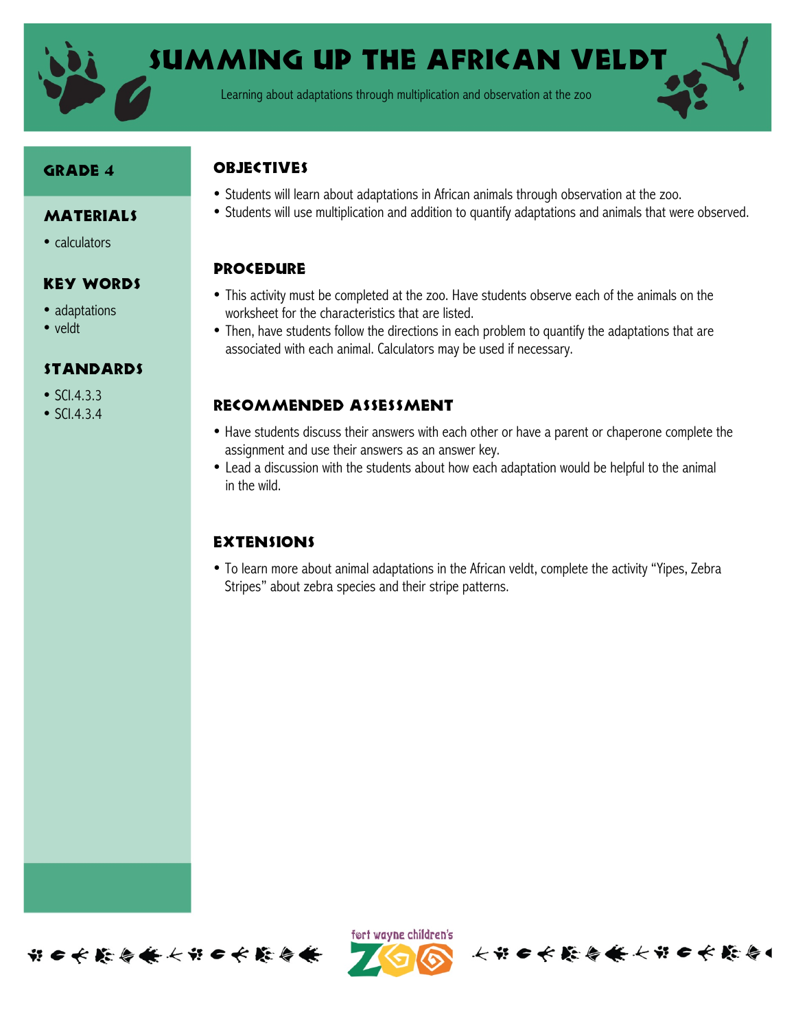# Summing Up the African Veldt

Learning about adaptations through multiplication and observation at the zoo

## Grade 4

## Materials

- calculators

## Key Words

- adaptations
- veldt

## Standards

- SCI.4.3.3
- SCI.4.3.4

## Objectives

- Students will learn about adaptations in African animals through observation at the zoo.
- Students will use multiplication and addition to quantify adaptations and animals that were observed.

## Procedure

- This activity must be completed at the zoo. Have students observe each of the animals on the worksheet for the characteristics that are listed.
- Then, have students follow the directions in each problem to quantify the adaptations that are associated with each animal. Calculators may be used if necessary.

## Recommended Assessment

- Have students discuss their answers with each other or have a parent or chaperone complete the assignment and use their answers as an answer key.
- Lead a discussion with the students about how each adaptation would be helpful to the animal in the wild.

## Extensions

- To learn more about animal adaptations in the African veldt, complete the activity "Yipes, Zebra Stripes" about zebra species and their stripe patterns.

fort wayne children's ZOO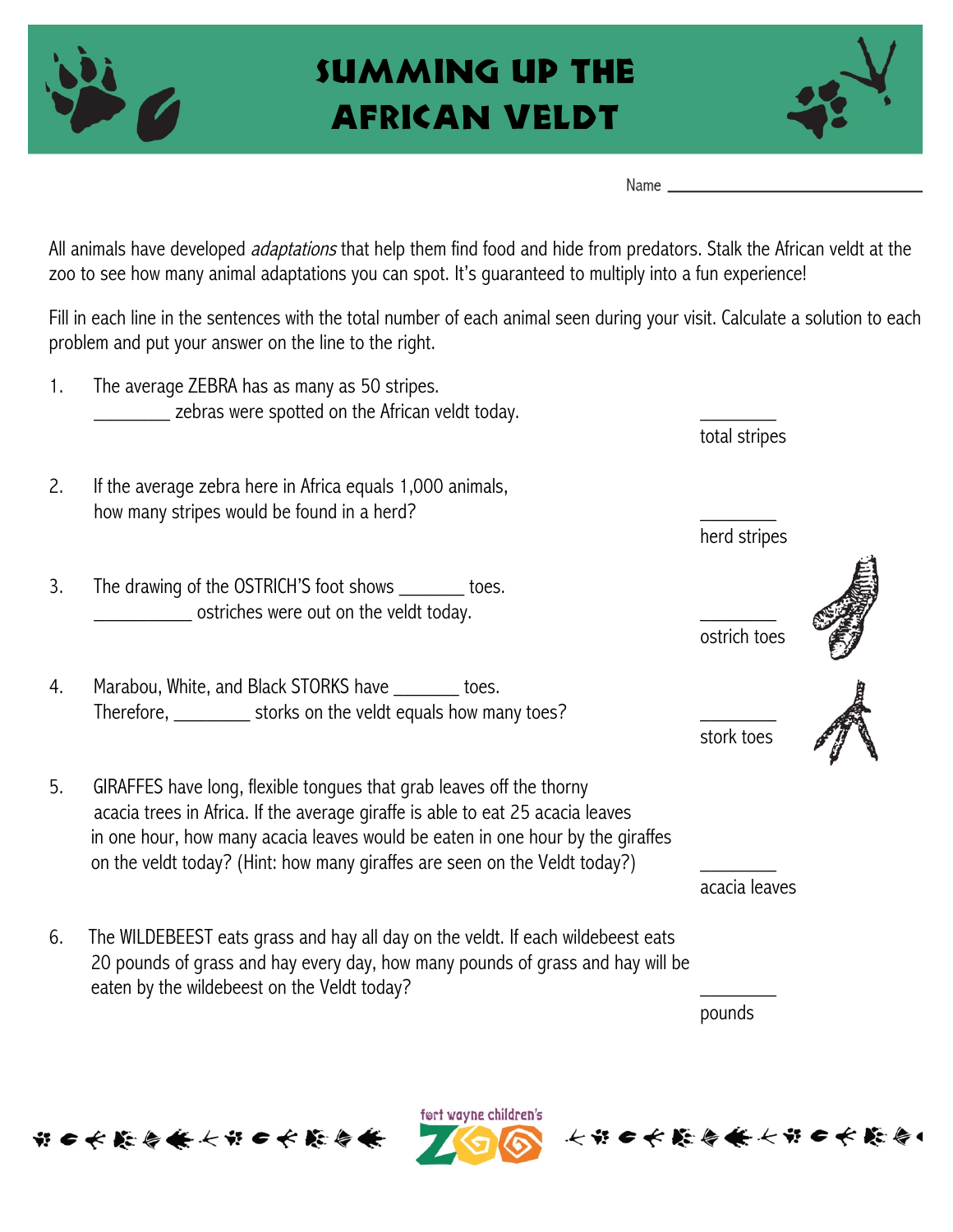# SUMMING UP THE AFRICAN VELDT

Name ______________________________

All animals have developed *adaptations* that help them find food and hide from predators. Stalk the African veldt at the zoo to see how many animal adaptations you can spot. It's guaranteed to multiply into a fun experience!

Fill in each line in the sentences with the total number of each animal seen during your visit. Calculate a solution to each problem and put your answer on the line to the right.

1. The average ZEBRA has as many as 50 stripes.
   ________ zebras were spotted on the African veldt today.

   ________ total stripes

2. If the average zebra here in Africa equals 1,000 animals,
   how many stripes would be found in a herd?

   ________ herd stripes

3. The drawing of the OSTRICH'S foot shows _______ toes.
   __________ ostriches were out on the veldt today.

   ________ ostrich toes

4. Marabou, White, and Black STORKS have _______ toes.
   Therefore, ________ storks on the veldt equals how many toes?

   ________ stork toes

5. GIRAFFES have long, flexible tongues that grab leaves off the thorny acacia trees in Africa. If the average giraffe is able to eat 25 acacia leaves in one hour, how many acacia leaves would be eaten in one hour by the giraffes on the veldt today? (Hint: how many giraffes are seen on the Veldt today?)

   ________ acacia leaves

6. The WILDEBEEST eats grass and hay all day on the veldt. If each wildebeest eats 20 pounds of grass and hay every day, how many pounds of grass and hay will be eaten by the wildebeest on the Veldt today?

   ________ pounds

fort wayne children's ZOO